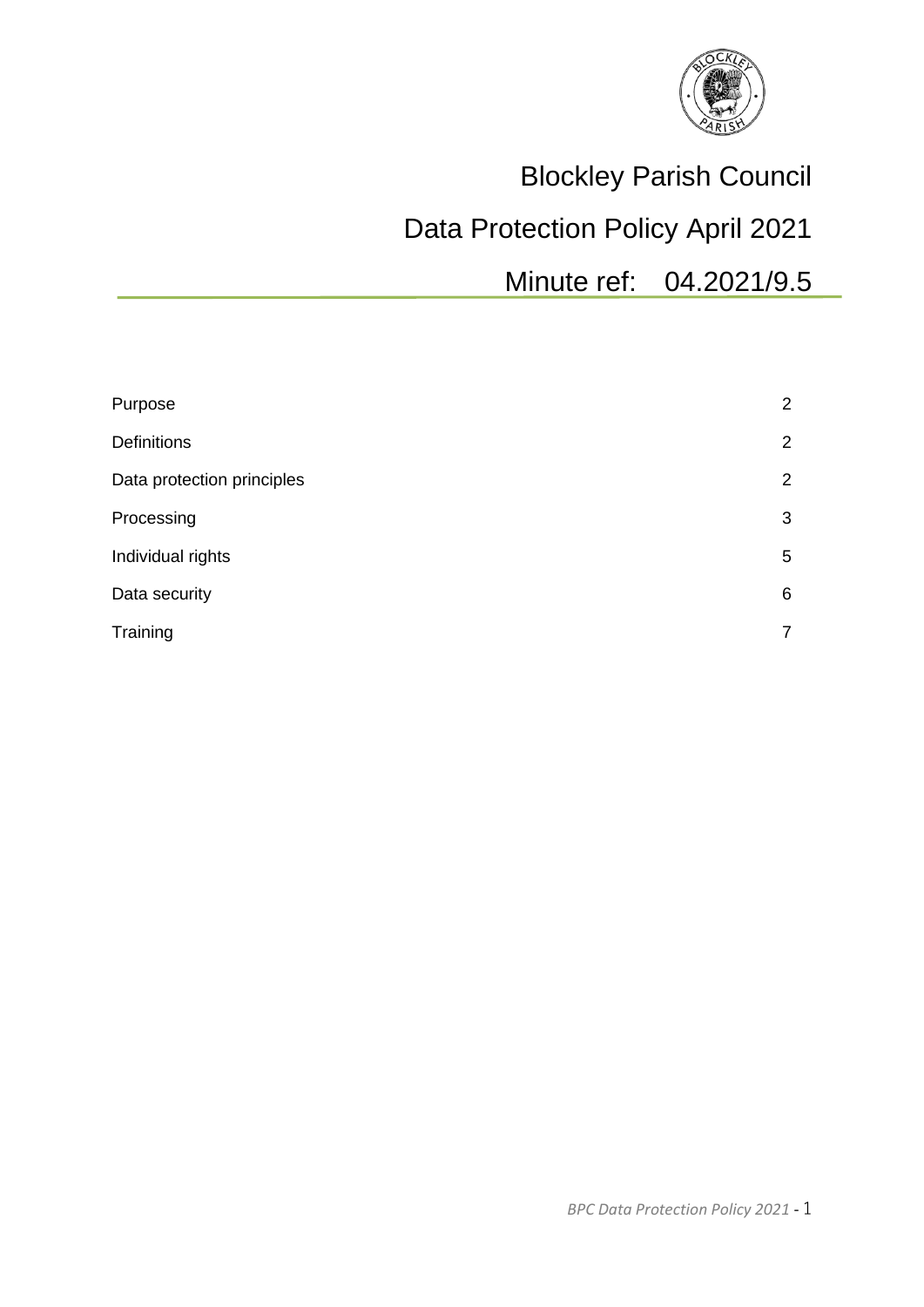# Blockley Parish Council

## Data Protection Policy April 2021

## Minute ref: 04.2021/9.5

| | |
|---|---|
| Purpose | 2 |
| Definitions | 2 |
| Data protection principles | 2 |
| Processing | 3 |
| Individual rights | 5 |
| Data security | 6 |
| Training | 7 |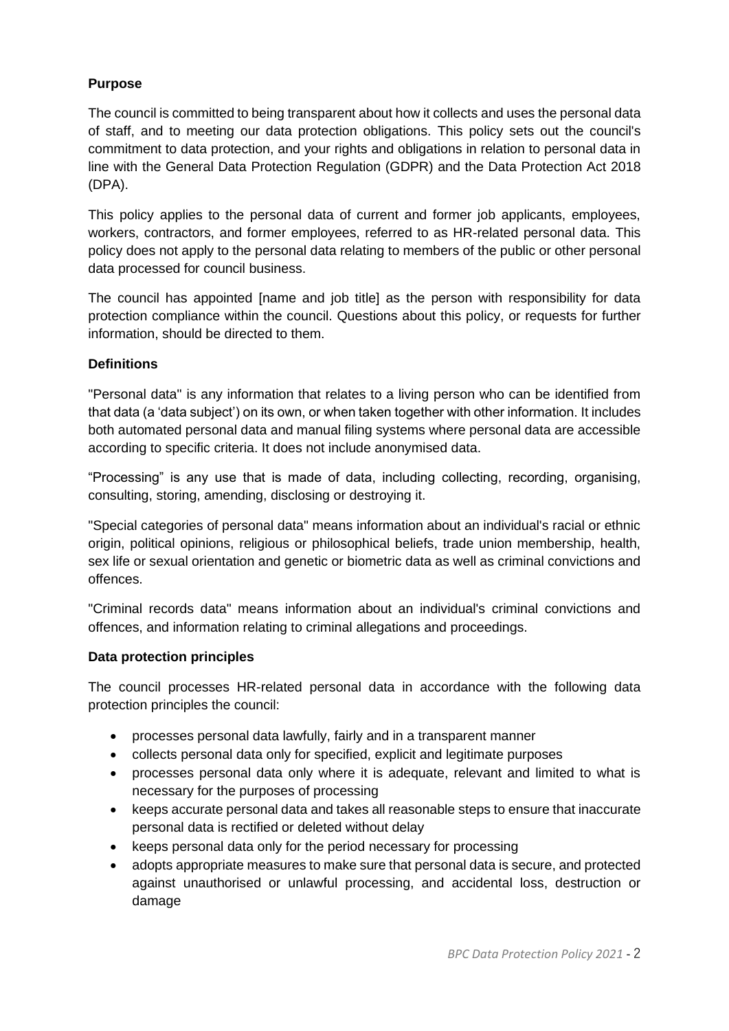**Purpose**

The council is committed to being transparent about how it collects and uses the personal data of staff, and to meeting our data protection obligations. This policy sets out the council's commitment to data protection, and your rights and obligations in relation to personal data in line with the General Data Protection Regulation (GDPR) and the Data Protection Act 2018 (DPA).

This policy applies to the personal data of current and former job applicants, employees, workers, contractors, and former employees, referred to as HR-related personal data. This policy does not apply to the personal data relating to members of the public or other personal data processed for council business.

The council has appointed [name and job title] as the person with responsibility for data protection compliance within the council. Questions about this policy, or requests for further information, should be directed to them.

**Definitions**

"Personal data" is any information that relates to a living person who can be identified from that data (a 'data subject') on its own, or when taken together with other information. It includes both automated personal data and manual filing systems where personal data are accessible according to specific criteria. It does not include anonymised data.

"Processing" is any use that is made of data, including collecting, recording, organising, consulting, storing, amending, disclosing or destroying it.

"Special categories of personal data" means information about an individual's racial or ethnic origin, political opinions, religious or philosophical beliefs, trade union membership, health, sex life or sexual orientation and genetic or biometric data as well as criminal convictions and offences.

"Criminal records data" means information about an individual's criminal convictions and offences, and information relating to criminal allegations and proceedings.

**Data protection principles**

The council processes HR-related personal data in accordance with the following data protection principles the council:

- processes personal data lawfully, fairly and in a transparent manner
- collects personal data only for specified, explicit and legitimate purposes
- processes personal data only where it is adequate, relevant and limited to what is necessary for the purposes of processing
- keeps accurate personal data and takes all reasonable steps to ensure that inaccurate personal data is rectified or deleted without delay
- keeps personal data only for the period necessary for processing
- adopts appropriate measures to make sure that personal data is secure, and protected against unauthorised or unlawful processing, and accidental loss, destruction or damage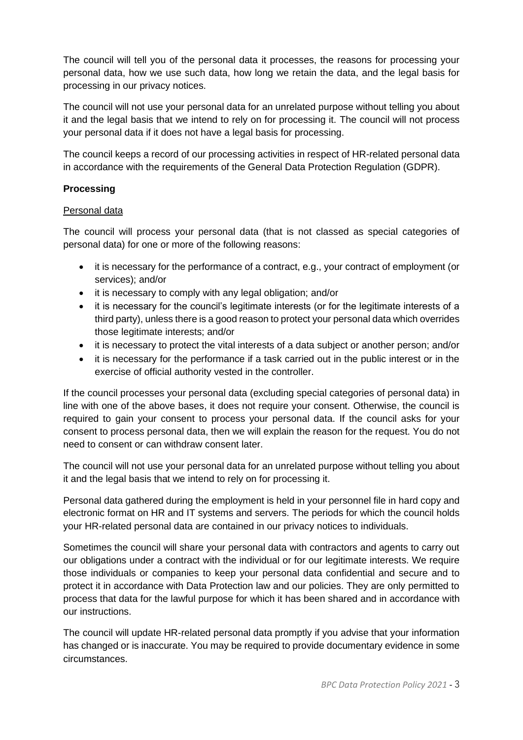The council will tell you of the personal data it processes, the reasons for processing your personal data, how we use such data, how long we retain the data, and the legal basis for processing in our privacy notices.

The council will not use your personal data for an unrelated purpose without telling you about it and the legal basis that we intend to rely on for processing it. The council will not process your personal data if it does not have a legal basis for processing.

The council keeps a record of our processing activities in respect of HR-related personal data in accordance with the requirements of the General Data Protection Regulation (GDPR).

**Processing**

Personal data

The council will process your personal data (that is not classed as special categories of personal data) for one or more of the following reasons:

- it is necessary for the performance of a contract, e.g., your contract of employment (or services); and/or
- it is necessary to comply with any legal obligation; and/or
- it is necessary for the council's legitimate interests (or for the legitimate interests of a third party), unless there is a good reason to protect your personal data which overrides those legitimate interests; and/or
- it is necessary to protect the vital interests of a data subject or another person; and/or
- it is necessary for the performance if a task carried out in the public interest or in the exercise of official authority vested in the controller.

If the council processes your personal data (excluding special categories of personal data) in line with one of the above bases, it does not require your consent. Otherwise, the council is required to gain your consent to process your personal data. If the council asks for your consent to process personal data, then we will explain the reason for the request. You do not need to consent or can withdraw consent later.

The council will not use your personal data for an unrelated purpose without telling you about it and the legal basis that we intend to rely on for processing it.

Personal data gathered during the employment is held in your personnel file in hard copy and electronic format on HR and IT systems and servers. The periods for which the council holds your HR-related personal data are contained in our privacy notices to individuals.

Sometimes the council will share your personal data with contractors and agents to carry out our obligations under a contract with the individual or for our legitimate interests. We require those individuals or companies to keep your personal data confidential and secure and to protect it in accordance with Data Protection law and our policies. They are only permitted to process that data for the lawful purpose for which it has been shared and in accordance with our instructions.

The council will update HR-related personal data promptly if you advise that your information has changed or is inaccurate. You may be required to provide documentary evidence in some circumstances.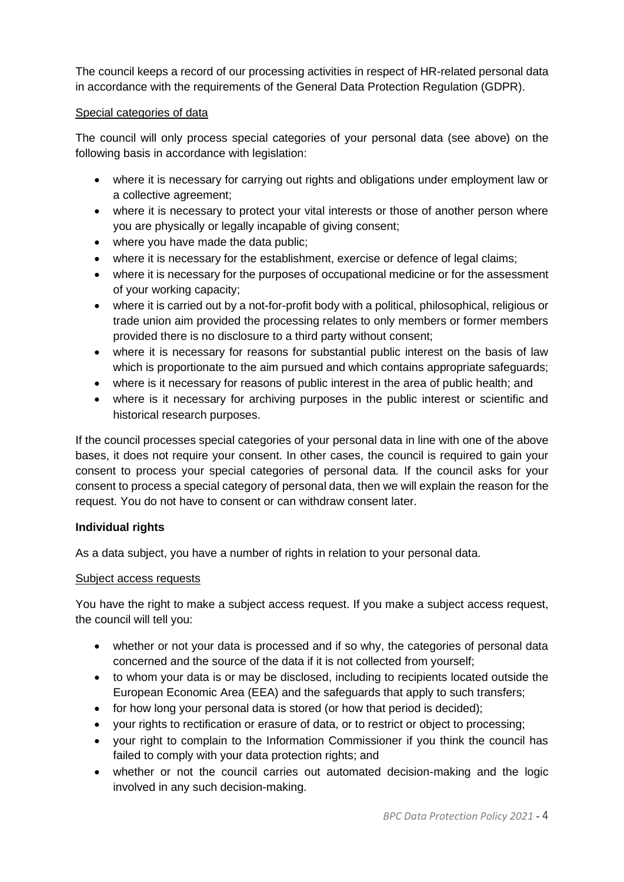The council keeps a record of our processing activities in respect of HR-related personal data in accordance with the requirements of the General Data Protection Regulation (GDPR).

Special categories of data

The council will only process special categories of your personal data (see above) on the following basis in accordance with legislation:

- where it is necessary for carrying out rights and obligations under employment law or a collective agreement;
- where it is necessary to protect your vital interests or those of another person where you are physically or legally incapable of giving consent;
- where you have made the data public;
- where it is necessary for the establishment, exercise or defence of legal claims;
- where it is necessary for the purposes of occupational medicine or for the assessment of your working capacity;
- where it is carried out by a not-for-profit body with a political, philosophical, religious or trade union aim provided the processing relates to only members or former members provided there is no disclosure to a third party without consent;
- where it is necessary for reasons for substantial public interest on the basis of law which is proportionate to the aim pursued and which contains appropriate safeguards;
- where is it necessary for reasons of public interest in the area of public health; and
- where is it necessary for archiving purposes in the public interest or scientific and historical research purposes.

If the council processes special categories of your personal data in line with one of the above bases, it does not require your consent. In other cases, the council is required to gain your consent to process your special categories of personal data. If the council asks for your consent to process a special category of personal data, then we will explain the reason for the request. You do not have to consent or can withdraw consent later.

**Individual rights**

As a data subject, you have a number of rights in relation to your personal data.

Subject access requests

You have the right to make a subject access request. If you make a subject access request, the council will tell you:

- whether or not your data is processed and if so why, the categories of personal data concerned and the source of the data if it is not collected from yourself;
- to whom your data is or may be disclosed, including to recipients located outside the European Economic Area (EEA) and the safeguards that apply to such transfers;
- for how long your personal data is stored (or how that period is decided);
- your rights to rectification or erasure of data, or to restrict or object to processing;
- your right to complain to the Information Commissioner if you think the council has failed to comply with your data protection rights; and
- whether or not the council carries out automated decision-making and the logic involved in any such decision-making.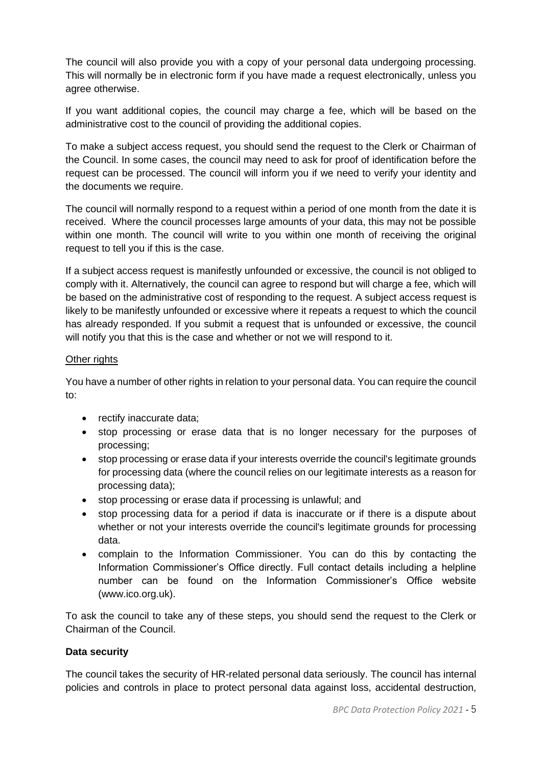The council will also provide you with a copy of your personal data undergoing processing. This will normally be in electronic form if you have made a request electronically, unless you agree otherwise.

If you want additional copies, the council may charge a fee, which will be based on the administrative cost to the council of providing the additional copies.

To make a subject access request, you should send the request to the Clerk or Chairman of the Council. In some cases, the council may need to ask for proof of identification before the request can be processed. The council will inform you if we need to verify your identity and the documents we require.

The council will normally respond to a request within a period of one month from the date it is received. Where the council processes large amounts of your data, this may not be possible within one month. The council will write to you within one month of receiving the original request to tell you if this is the case.

If a subject access request is manifestly unfounded or excessive, the council is not obliged to comply with it. Alternatively, the council can agree to respond but will charge a fee, which will be based on the administrative cost of responding to the request. A subject access request is likely to be manifestly unfounded or excessive where it repeats a request to which the council has already responded. If you submit a request that is unfounded or excessive, the council will notify you that this is the case and whether or not we will respond to it.

<u>Other rights</u>

You have a number of other rights in relation to your personal data. You can require the council to:

- rectify inaccurate data;
- stop processing or erase data that is no longer necessary for the purposes of processing;
- stop processing or erase data if your interests override the council's legitimate grounds for processing data (where the council relies on our legitimate interests as a reason for processing data);
- stop processing or erase data if processing is unlawful; and
- stop processing data for a period if data is inaccurate or if there is a dispute about whether or not your interests override the council's legitimate grounds for processing data.
- complain to the Information Commissioner. You can do this by contacting the Information Commissioner's Office directly. Full contact details including a helpline number can be found on the Information Commissioner's Office website (www.ico.org.uk).

To ask the council to take any of these steps, you should send the request to the Clerk or Chairman of the Council.

**Data security**

The council takes the security of HR-related personal data seriously. The council has internal policies and controls in place to protect personal data against loss, accidental destruction,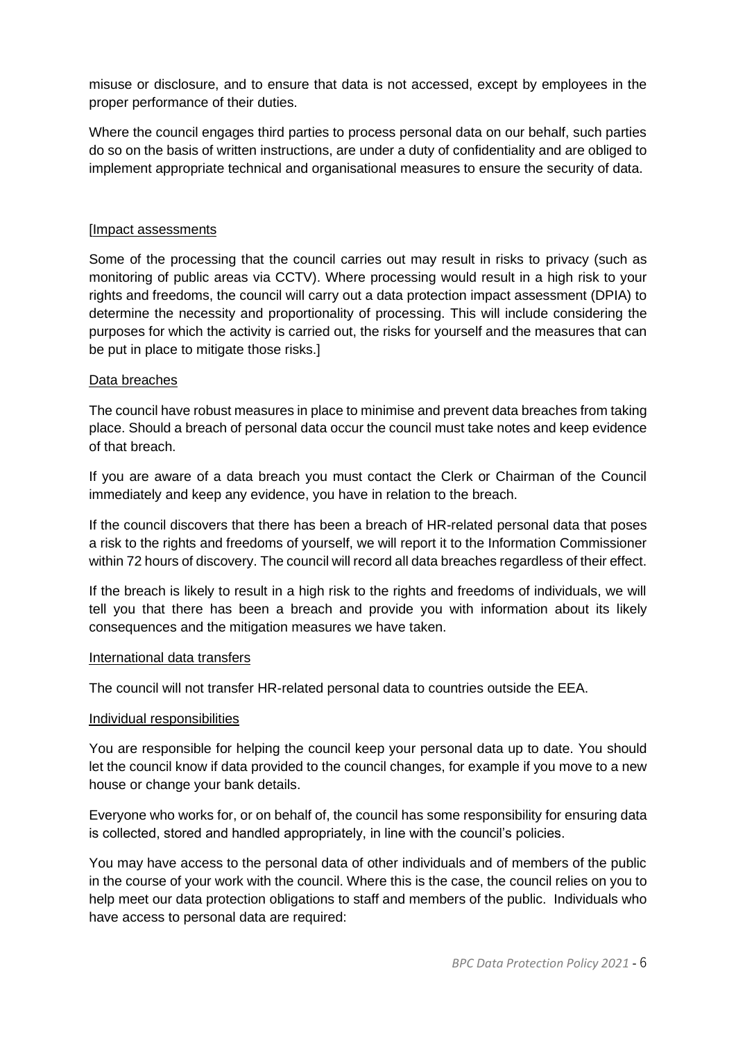misuse or disclosure, and to ensure that data is not accessed, except by employees in the proper performance of their duties.

Where the council engages third parties to process personal data on our behalf, such parties do so on the basis of written instructions, are under a duty of confidentiality and are obliged to implement appropriate technical and organisational measures to ensure the security of data.

[Impact assessments

Some of the processing that the council carries out may result in risks to privacy (such as monitoring of public areas via CCTV). Where processing would result in a high risk to your rights and freedoms, the council will carry out a data protection impact assessment (DPIA) to determine the necessity and proportionality of processing. This will include considering the purposes for which the activity is carried out, the risks for yourself and the measures that can be put in place to mitigate those risks.]

Data breaches

The council have robust measures in place to minimise and prevent data breaches from taking place. Should a breach of personal data occur the council must take notes and keep evidence of that breach.

If you are aware of a data breach you must contact the Clerk or Chairman of the Council immediately and keep any evidence, you have in relation to the breach.

If the council discovers that there has been a breach of HR-related personal data that poses a risk to the rights and freedoms of yourself, we will report it to the Information Commissioner within 72 hours of discovery. The council will record all data breaches regardless of their effect.

If the breach is likely to result in a high risk to the rights and freedoms of individuals, we will tell you that there has been a breach and provide you with information about its likely consequences and the mitigation measures we have taken.

International data transfers

The council will not transfer HR-related personal data to countries outside the EEA.

Individual responsibilities

You are responsible for helping the council keep your personal data up to date. You should let the council know if data provided to the council changes, for example if you move to a new house or change your bank details.

Everyone who works for, or on behalf of, the council has some responsibility for ensuring data is collected, stored and handled appropriately, in line with the council's policies.

You may have access to the personal data of other individuals and of members of the public in the course of your work with the council. Where this is the case, the council relies on you to help meet our data protection obligations to staff and members of the public. Individuals who have access to personal data are required: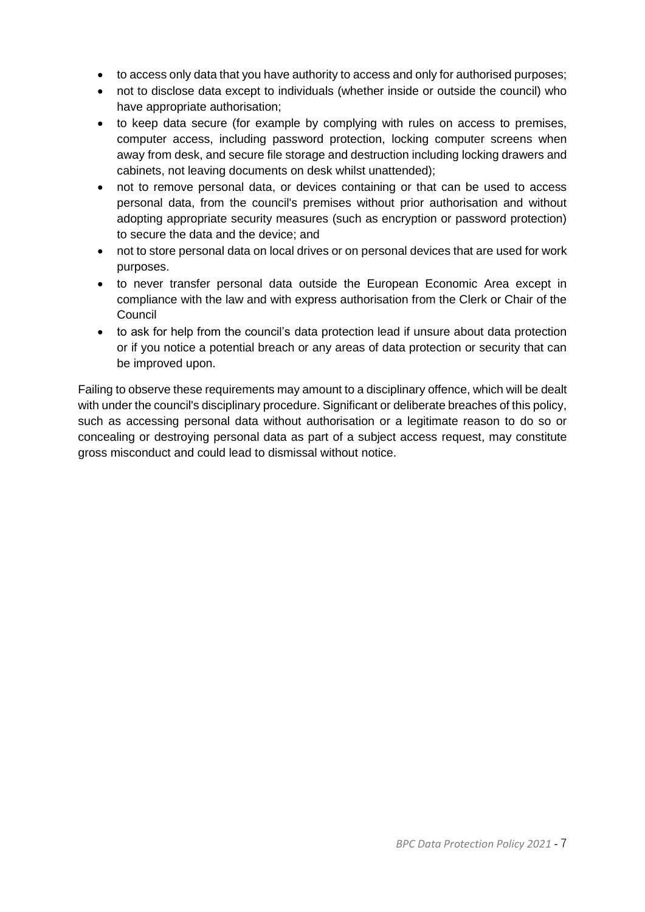- to access only data that you have authority to access and only for authorised purposes;
- not to disclose data except to individuals (whether inside or outside the council) who have appropriate authorisation;
- to keep data secure (for example by complying with rules on access to premises, computer access, including password protection, locking computer screens when away from desk, and secure file storage and destruction including locking drawers and cabinets, not leaving documents on desk whilst unattended);
- not to remove personal data, or devices containing or that can be used to access personal data, from the council's premises without prior authorisation and without adopting appropriate security measures (such as encryption or password protection) to secure the data and the device; and
- not to store personal data on local drives or on personal devices that are used for work purposes.
- to never transfer personal data outside the European Economic Area except in compliance with the law and with express authorisation from the Clerk or Chair of the Council
- to ask for help from the council's data protection lead if unsure about data protection or if you notice a potential breach or any areas of data protection or security that can be improved upon.

Failing to observe these requirements may amount to a disciplinary offence, which will be dealt with under the council's disciplinary procedure. Significant or deliberate breaches of this policy, such as accessing personal data without authorisation or a legitimate reason to do so or concealing or destroying personal data as part of a subject access request, may constitute gross misconduct and could lead to dismissal without notice.